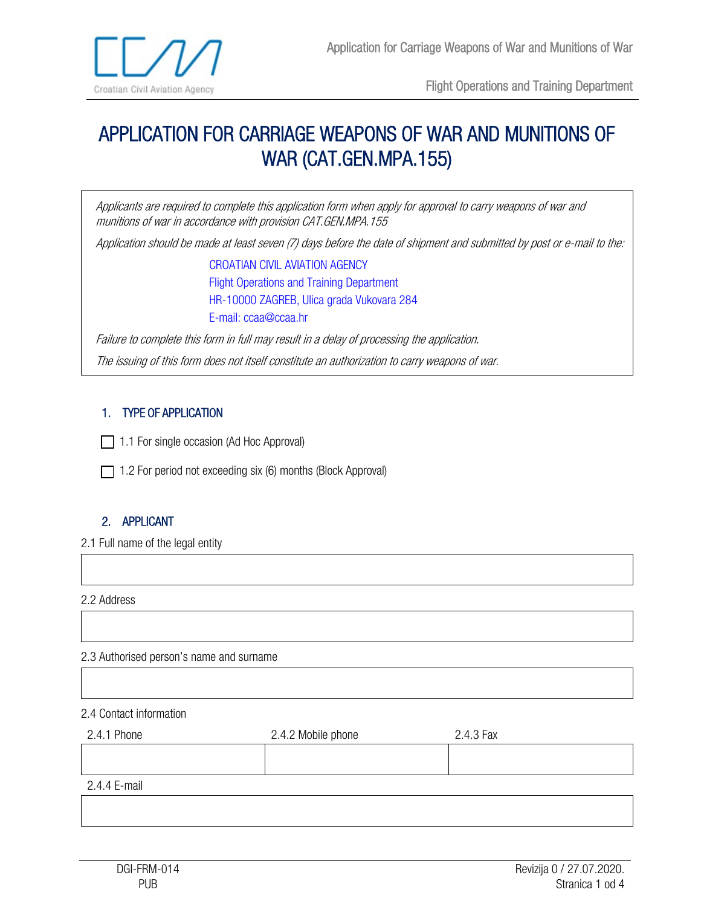# APPLICATION FOR CARRIAGE WEAPONS OF WAR AND MUNITIONS OF WAR (CAT.GEN.MPA.155)

*Applicants are required to complete this application form when apply for approval to carry weapons of war and munitions of war in accordance with provision CAT.GEN.MPA.155*

*Application should be made at least seven (7) days before the date of shipment and submitted by post or e-mail to the:*

CROATIAN CIVIL AVIATION AGENCY
Flight Operations and Training Department
HR-10000 ZAGREB, Ulica grada Vukovara 284
E-mail: ccaa@ccaa.hr

*Failure to complete this form in full may result in a delay of processing the application.*

*The issuing of this form does not itself constitute an authorization to carry weapons of war.*

## 1. TYPE OF APPLICATION

☐ 1.1 For single occasion (Ad Hoc Approval)

☐ 1.2 For period not exceeding six (6) months (Block Approval)

## 2. APPLICANT

2.1 Full name of the legal entity

| |
|---|
| |

2.2 Address

| |
|---|
| |

2.3 Authorised person's name and surname

| |
|---|
| |

2.4 Contact information

| 2.4.1 Phone | 2.4.2 Mobile phone | 2.4.3 Fax |
|---|---|---|
| | | |

2.4.4 E-mail

| |
|---|
| |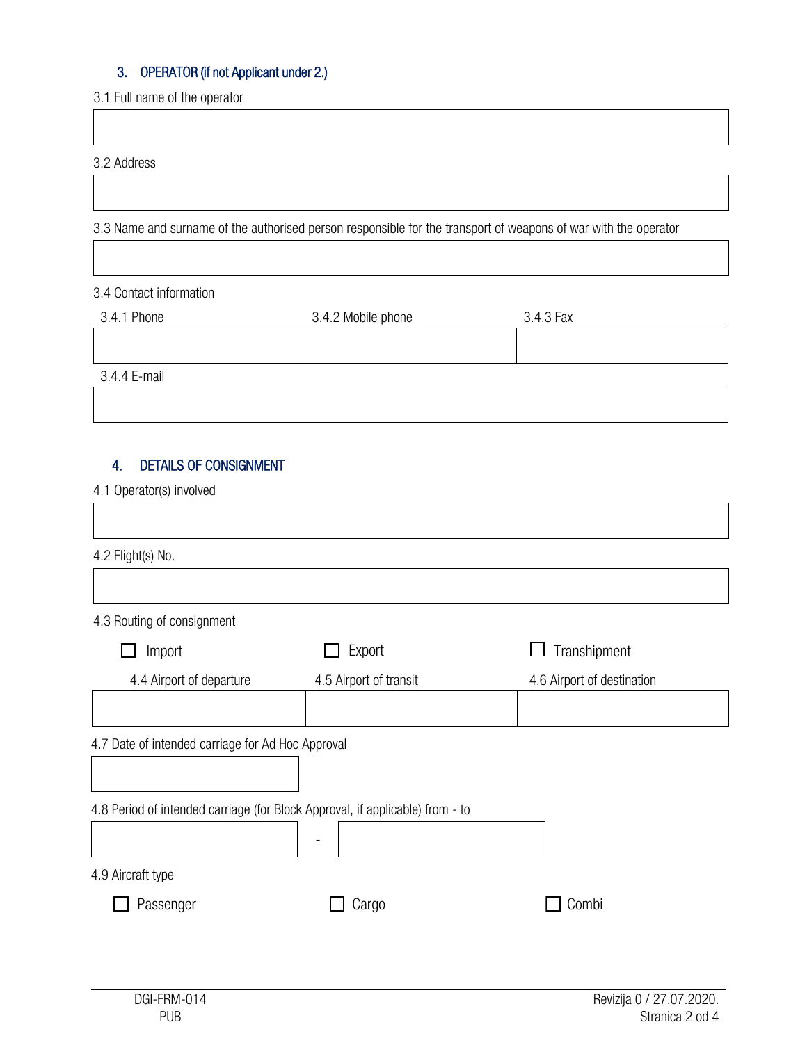## 3. OPERATOR (if not Applicant under 2.)

3.1 Full name of the operator

3.2 Address

3.3 Name and surname of the authorised person responsible for the transport of weapons of war with the operator

3.4 Contact information

| 3.4.1 Phone | 3.4.2 Mobile phone | 3.4.3 Fax |
|---|---|---|
| | | |

3.4.4 E-mail

## 4. DETAILS OF CONSIGNMENT

4.1 Operator(s) involved

4.2 Flight(s) No.

4.3 Routing of consignment

☐ Import ☐ Export ☐ Transhipment

| 4.4 Airport of departure | 4.5 Airport of transit | 4.6 Airport of destination |
|---|---|---|
| | | |

4.7 Date of intended carriage for Ad Hoc Approval

4.8 Period of intended carriage (for Block Approval, if applicable) from - to

\_\_\_\_\_\_\_\_\_\_ - \_\_\_\_\_\_\_\_\_\_

4.9 Aircraft type

☐ Passenger ☐ Cargo ☐ Combi

DGI-FRM-014
PUB

Revizija 0 / 27.07.2020.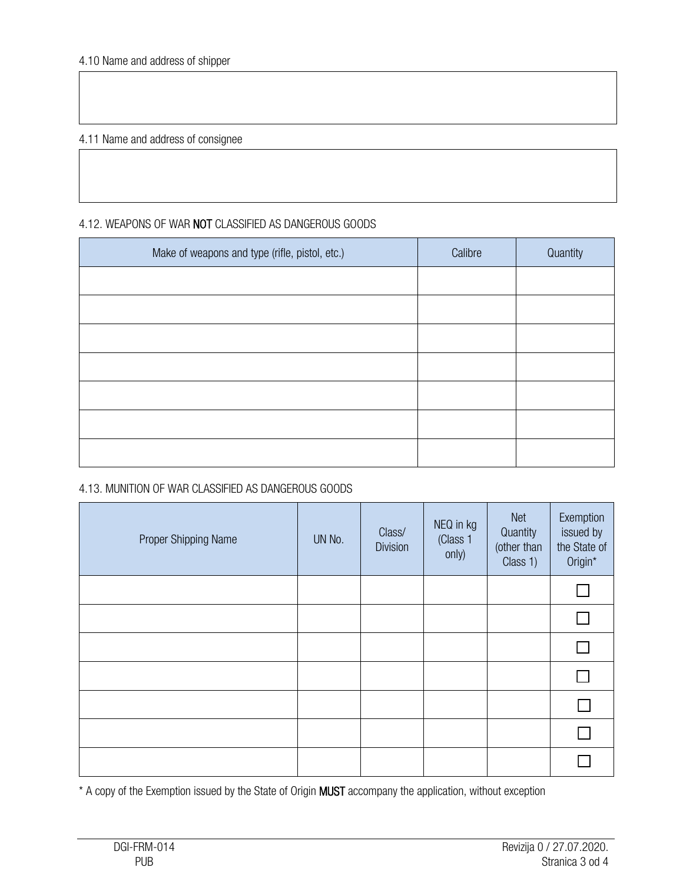4.10 Name and address of shipper

| |
|---|
| |

4.11 Name and address of consignee

| |
|---|
| |

4.12. WEAPONS OF WAR **NOT** CLASSIFIED AS DANGEROUS GOODS

| Make of weapons and type (rifle, pistol, etc.) | Calibre | Quantity |
|---|---|---|
| | | |
| | | |
| | | |
| | | |
| | | |
| | | |
| | | |

4.13. MUNITION OF WAR CLASSIFIED AS DANGEROUS GOODS

| Proper Shipping Name | UN No. | Class/ Division | NEQ in kg (Class 1 only) | Net Quantity (other than Class 1) | Exemption issued by the State of Origin* |
|---|---|---|---|---|---|
| | | | | | ☐ |
| | | | | | ☐ |
| | | | | | ☐ |
| | | | | | ☐ |
| | | | | | ☐ |
| | | | | | ☐ |
| | | | | | ☐ |

* A copy of the Exemption issued by the State of Origin **MUST** accompany the application, without exception

DGI-FRM-014
PUB

Revizija 0 / 27.07.2020.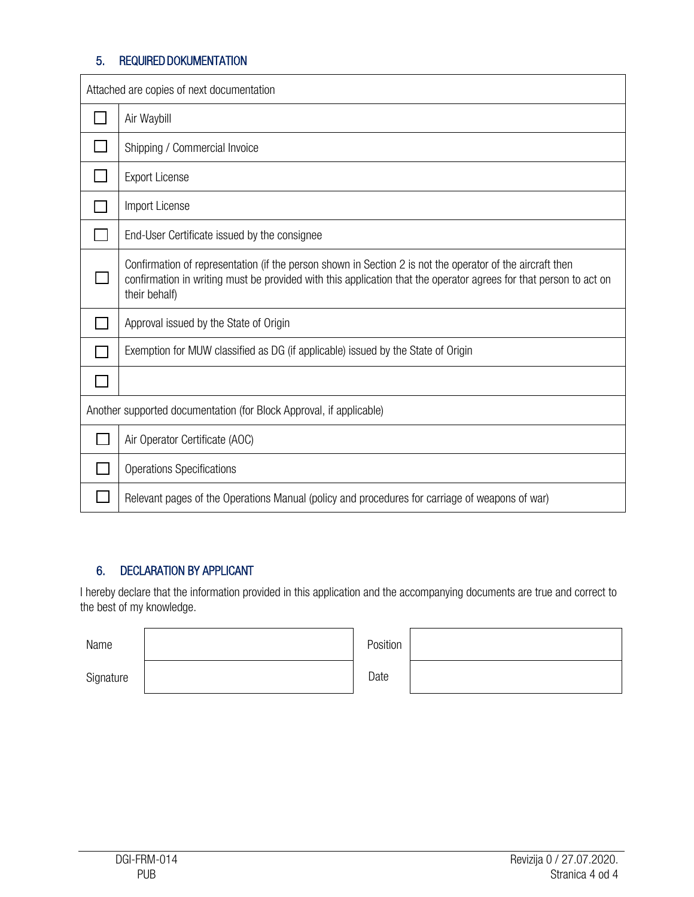## 5. REQUIRED DOKUMENTATION

| | |
|---|---|
| Attached are copies of next documentation | |
| ☐ | Air Waybill |
| ☐ | Shipping / Commercial Invoice |
| ☐ | Export License |
| ☐ | Import License |
| ☐ | End-User Certificate issued by the consignee |
| ☐ | Confirmation of representation (if the person shown in Section 2 is not the operator of the aircraft then confirmation in writing must be provided with this application that the operator agrees for that person to act on their behalf) |
| ☐ | Approval issued by the State of Origin |
| ☐ | Exemption for MUW classified as DG (if applicable) issued by the State of Origin |
| ☐ | |
| Another supported documentation (for Block Approval, if applicable) | |
| ☐ | Air Operator Certificate (AOC) |
| ☐ | Operations Specifications |
| ☐ | Relevant pages of the Operations Manual (policy and procedures for carriage of weapons of war) |

## 6. DECLARATION BY APPLICANT

I hereby declare that the information provided in this application and the accompanying documents are true and correct to the best of my knowledge.

| | | | |
|---|---|---|---|
| Name | | Position | |
| Signature | | Date | |

DGI-FRM-014
PUB

Revizija 0 / 27.07.2020.